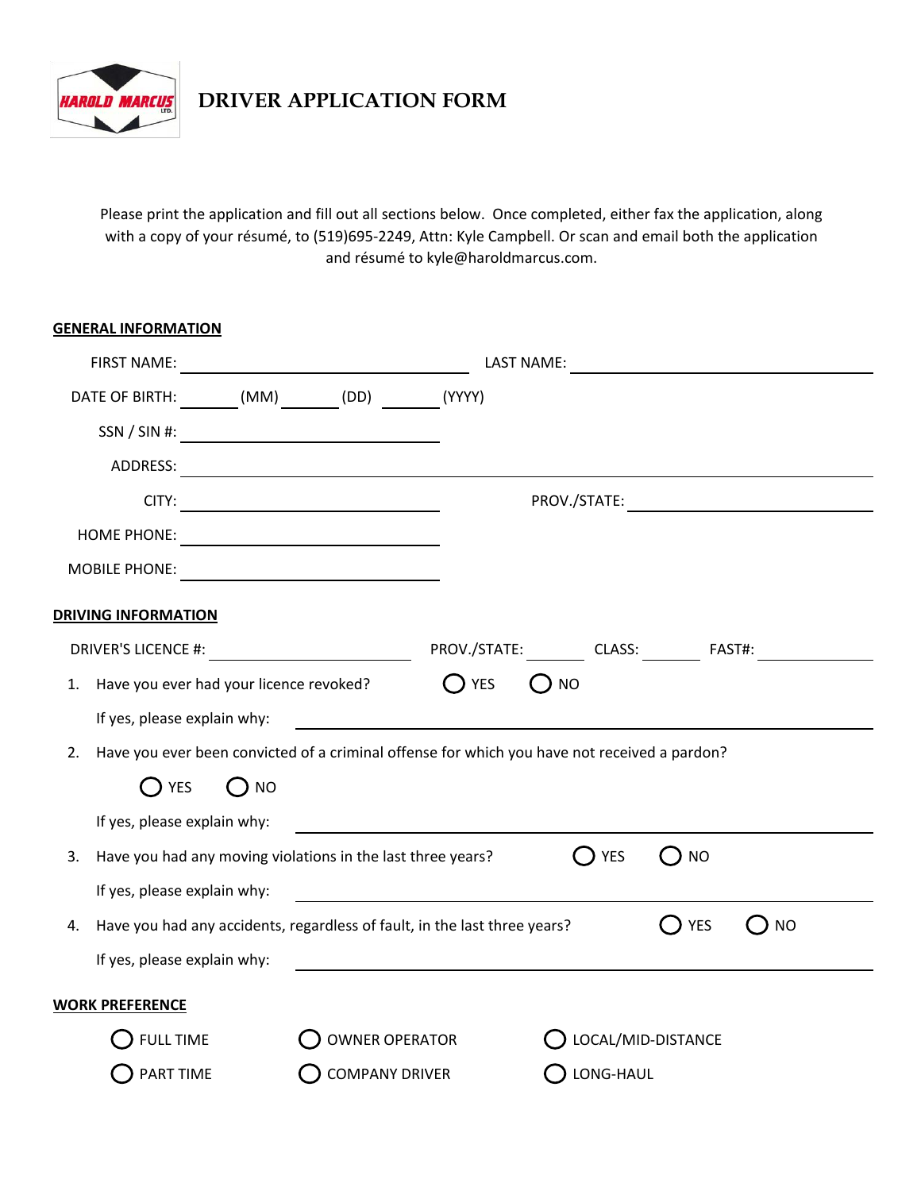# DRIVER APPLICATION FORM

Please print the application and fill out all sections below. Once completed, either fax the application, along with a copy of your résumé, to (519)695-2249, Attn: Kyle Campbell. Or scan and email both the application and résumé to kyle@haroldmarcus.com.

## GENERAL INFORMATION

FIRST NAME: ______________________ LAST NAME: ______________________

DATE OF BIRTH: ______ (MM) ______ (DD) ______ (YYYY)

SSN / SIN #: ______________________

ADDRESS: ______________________________________________

CITY: ______________________ PROV./STATE: ______________________

HOME PHONE: ______________________

MOBILE PHONE: ______________________

## DRIVING INFORMATION

DRIVER'S LICENCE #: ______________ PROV./STATE: ______ CLASS: ______ FAST#: ______

1. Have you ever had your licence revoked? ○ YES ○ NO

   If yes, please explain why: ______________________________________________

2. Have you ever been convicted of a criminal offense for which you have not received a pardon?

   ○ YES ○ NO

   If yes, please explain why: ______________________________________________

3. Have you had any moving violations in the last three years? ○ YES ○ NO

   If yes, please explain why: ______________________________________________

4. Have you had any accidents, regardless of fault, in the last three years? ○ YES ○ NO

   If yes, please explain why: ______________________________________________

## WORK PREFERENCE

○ FULL TIME ○ OWNER OPERATOR ○ LOCAL/MID-DISTANCE

○ PART TIME ○ COMPANY DRIVER ○ LONG-HAUL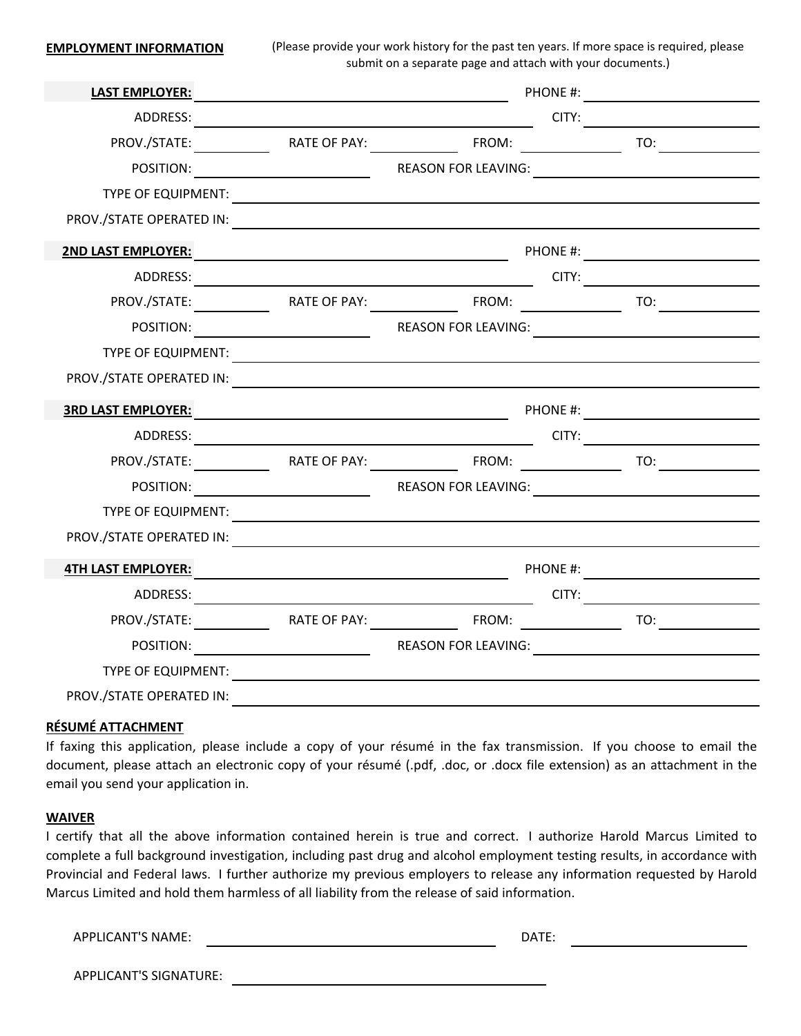**EMPLOYMENT INFORMATION**

(Please provide your work history for the past ten years. If more space is required, please submit on a separate page and attach with your documents.)

**LAST EMPLOYER:** ______________________ PHONE #: ______________________

ADDRESS: ______________________ CITY: ______________________

PROV./STATE: __________ RATE OF PAY: __________ FROM: __________ TO: __________

POSITION: ______________________ REASON FOR LEAVING: ______________________

TYPE OF EQUIPMENT: ______________________

PROV./STATE OPERATED IN: ______________________

**2ND LAST EMPLOYER:** ______________________ PHONE #: ______________________

ADDRESS: ______________________ CITY: ______________________

PROV./STATE: __________ RATE OF PAY: __________ FROM: __________ TO: __________

POSITION: ______________________ REASON FOR LEAVING: ______________________

TYPE OF EQUIPMENT: ______________________

PROV./STATE OPERATED IN: ______________________

**3RD LAST EMPLOYER:** ______________________ PHONE #: ______________________

ADDRESS: ______________________ CITY: ______________________

PROV./STATE: __________ RATE OF PAY: __________ FROM: __________ TO: __________

POSITION: ______________________ REASON FOR LEAVING: ______________________

TYPE OF EQUIPMENT: ______________________

PROV./STATE OPERATED IN: ______________________

**4TH LAST EMPLOYER:** ______________________ PHONE #: ______________________

ADDRESS: ______________________ CITY: ______________________

PROV./STATE: __________ RATE OF PAY: __________ FROM: __________ TO: __________

POSITION: ______________________ REASON FOR LEAVING: ______________________

TYPE OF EQUIPMENT: ______________________

PROV./STATE OPERATED IN: ______________________

**RÉSUMÉ ATTACHMENT**

If faxing this application, please include a copy of your résumé in the fax transmission. If you choose to email the document, please attach an electronic copy of your résumé (.pdf, .doc, or .docx file extension) as an attachment in the email you send your application in.

**WAIVER**

I certify that all the above information contained herein is true and correct. I authorize Harold Marcus Limited to complete a full background investigation, including past drug and alcohol employment testing results, in accordance with Provincial and Federal laws. I further authorize my previous employers to release any information requested by Harold Marcus Limited and hold them harmless of all liability from the release of said information.

APPLICANT'S NAME: ______________________ DATE: ______________________

APPLICANT'S SIGNATURE: ______________________